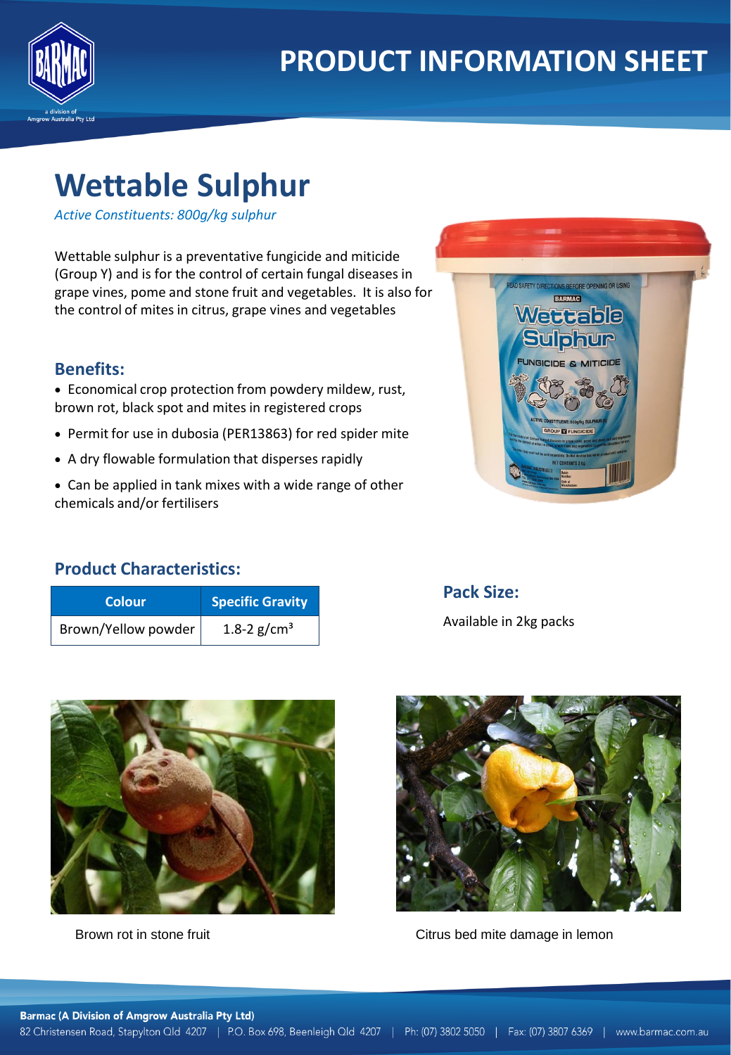# PRODUCT INFORMATION SHEET

# Wettable Sulphur

*Active Constituents: 800g/kg sulphur*

Wettable sulphur is a preventative fungicide and miticide (Group Y) and is for the control of certain fungal diseases in grape vines, pome and stone fruit and vegetables. It is also for the control of mites in citrus, grape vines and vegetables

## Benefits:

- Economical crop protection from powdery mildew, rust, brown rot, black spot and mites in registered crops
- Permit for use in dubosia (PER13863) for red spider mite
- A dry flowable formulation that disperses rapidly
- Can be applied in tank mixes with a wide range of other chemicals and/or fertilisers

## Product Characteristics:

| Colour | Specific Gravity |
|---|---|
| Brown/Yellow powder | 1.8-2 g/cm³ |

## Pack Size:

Available in 2kg packs

Brown rot in stone fruit

Citrus bed mite damage in lemon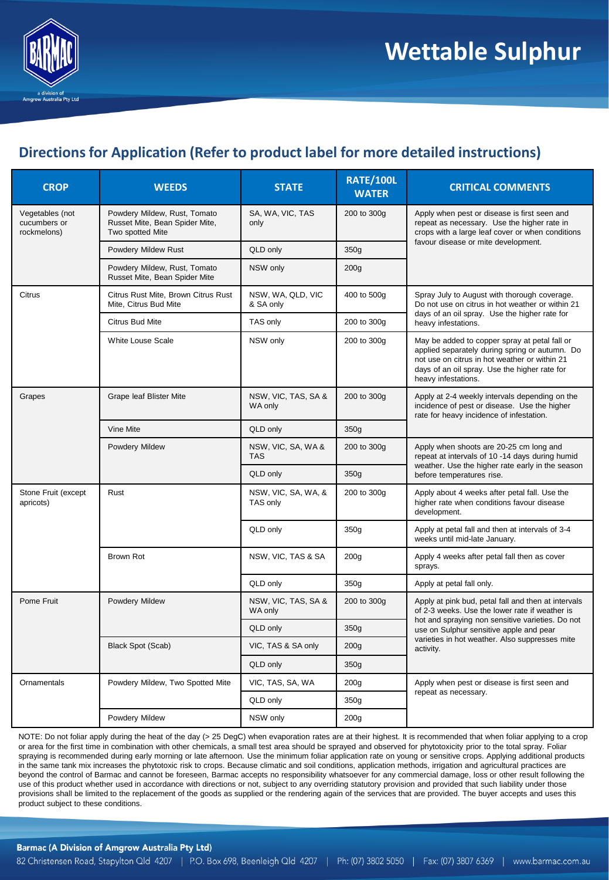# Wettable Sulphur

## Directions for Application (Refer to product label for more detailed instructions)

| CROP | WEEDS | STATE | RATE/100L WATER | CRITICAL COMMENTS |
|---|---|---|---|---|
| Vegetables (not cucumbers or rockmelons) | Powdery Mildew, Rust, Tomato Russet Mite, Bean Spider Mite, Two spotted Mite | SA, WA, VIC, TAS only | 200 to 300g | Apply when pest or disease is first seen and repeat as necessary. Use the higher rate in crops with a large leaf cover or when conditions favour disease or mite development. |
| | Powdery Mildew Rust | QLD only | 350g | |
| | Powdery Mildew, Rust, Tomato Russet Mite, Bean Spider Mite | NSW only | 200g | |
| Citrus | Citrus Rust Mite, Brown Citrus Rust Mite, Citrus Bud Mite | NSW, WA, QLD, VIC & SA only | 400 to 500g | Spray July to August with thorough coverage. Do not use on citrus in hot weather or within 21 days of an oil spray. Use the higher rate for heavy infestations. |
| | Citrus Bud Mite | TAS only | 200 to 300g | |
| | White Louse Scale | NSW only | 200 to 300g | May be added to copper spray at petal fall or applied separately during spring or autumn. Do not use on citrus in hot weather or within 21 days of an oil spray. Use the higher rate for heavy infestations. |
| Grapes | Grape leaf Blister Mite | NSW, VIC, TAS, SA & WA only | 200 to 300g | Apply at 2-4 weekly intervals depending on the incidence of pest or disease. Use the higher rate for heavy incidence of infestation. |
| | Vine Mite | QLD only | 350g | |
| | Powdery Mildew | NSW, VIC, SA, WA & TAS | 200 to 300g | Apply when shoots are 20-25 cm long and repeat at intervals of 10 -14 days during humid weather. Use the higher rate early in the season before temperatures rise. |
| | | QLD only | 350g | |
| Stone Fruit (except apricots) | Rust | NSW, VIC, SA, WA, & TAS only | 200 to 300g | Apply about 4 weeks after petal fall. Use the higher rate when conditions favour disease development. |
| | | QLD only | 350g | Apply at petal fall and then at intervals of 3-4 weeks until mid-late January. |
| | Brown Rot | NSW, VIC, TAS & SA | 200g | Apply 4 weeks after petal fall then as cover sprays. |
| | | QLD only | 350g | Apply at petal fall only. |
| Pome Fruit | Powdery Mildew | NSW, VIC, TAS, SA & WA only | 200 to 300g | Apply at pink bud, petal fall and then at intervals of 2-3 weeks. Use the lower rate if weather is hot and spraying non sensitive varieties. Do not use on Sulphur sensitive apple and pear varieties in hot weather. Also suppresses mite activity. |
| | | QLD only | 350g | |
| | Black Spot (Scab) | VIC, TAS & SA only | 200g | |
| | | QLD only | 350g | |
| Ornamentals | Powdery Mildew, Two Spotted Mite | VIC, TAS, SA, WA | 200g | Apply when pest or disease is first seen and repeat as necessary. |
| | | QLD only | 350g | |
| | Powdery Mildew | NSW only | 200g | |

NOTE: Do not foliar apply during the heat of the day (> 25 DegC) when evaporation rates are at their highest. It is recommended that when foliar applying to a crop or area for the first time in combination with other chemicals, a small test area should be sprayed and observed for phytotoxicity prior to the total spray. Foliar spraying is recommended during early morning or late afternoon. Use the minimum foliar application rate on young or sensitive crops. Applying additional products in the same tank mix increases the phytotoxic risk to crops. Because climatic and soil conditions, application methods, irrigation and agricultural practices are beyond the control of Barmac and cannot be foreseen, Barmac accepts no responsibility whatsoever for any commercial damage, loss or other result following the use of this product whether used in accordance with directions or not, subject to any overriding statutory provision and provided that such liability under those provisions shall be limited to the replacement of the goods as supplied or the rendering again of the services that are provided. The buyer accepts and uses this product subject to these conditions.

**Barmac (A Division of Amgrow Australia Pty Ltd)**
82 Christensen Road, Stapylton Qld 4207 | P.O. Box 698, Beenleigh Qld 4207 | Ph: (07) 3802 5050 | Fax: (07) 3807 6369 | www.barmac.com.au